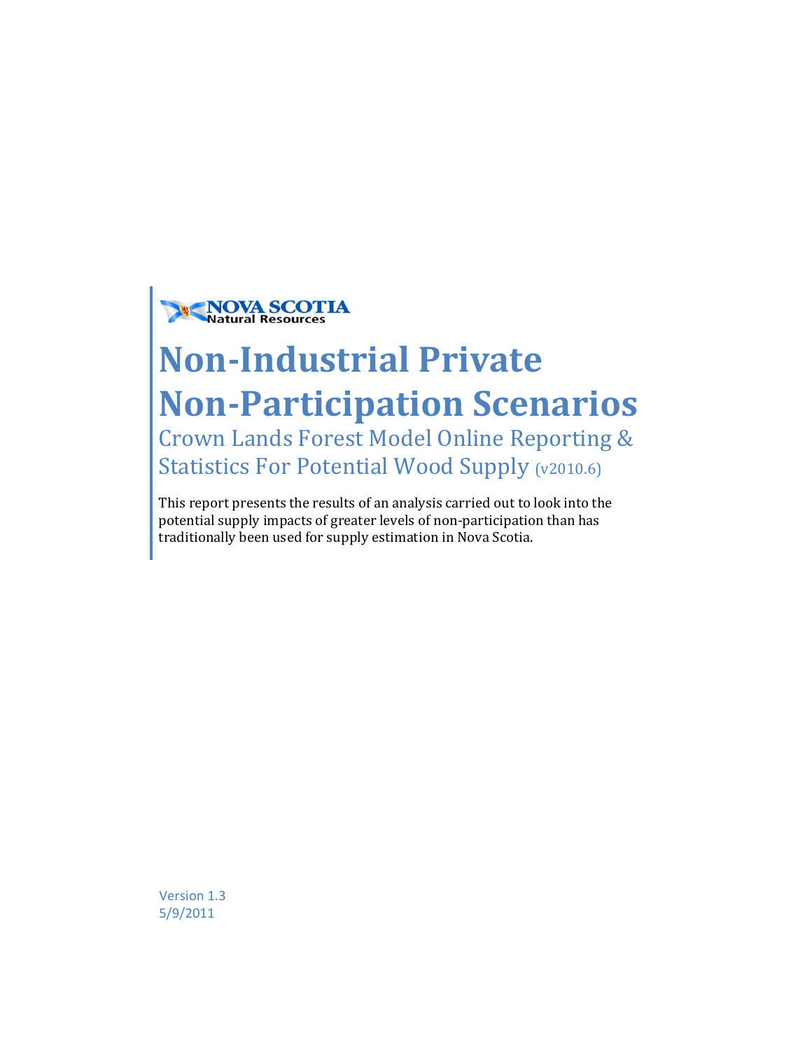NOVA SCOTIA
Natural Resources

# Non-Industrial Private Non-Participation Scenarios

## Crown Lands Forest Model Online Reporting & Statistics For Potential Wood Supply (v2010.6)

This report presents the results of an analysis carried out to look into the potential supply impacts of greater levels of non-participation than has traditionally been used for supply estimation in Nova Scotia.

Version 1.3
5/9/2011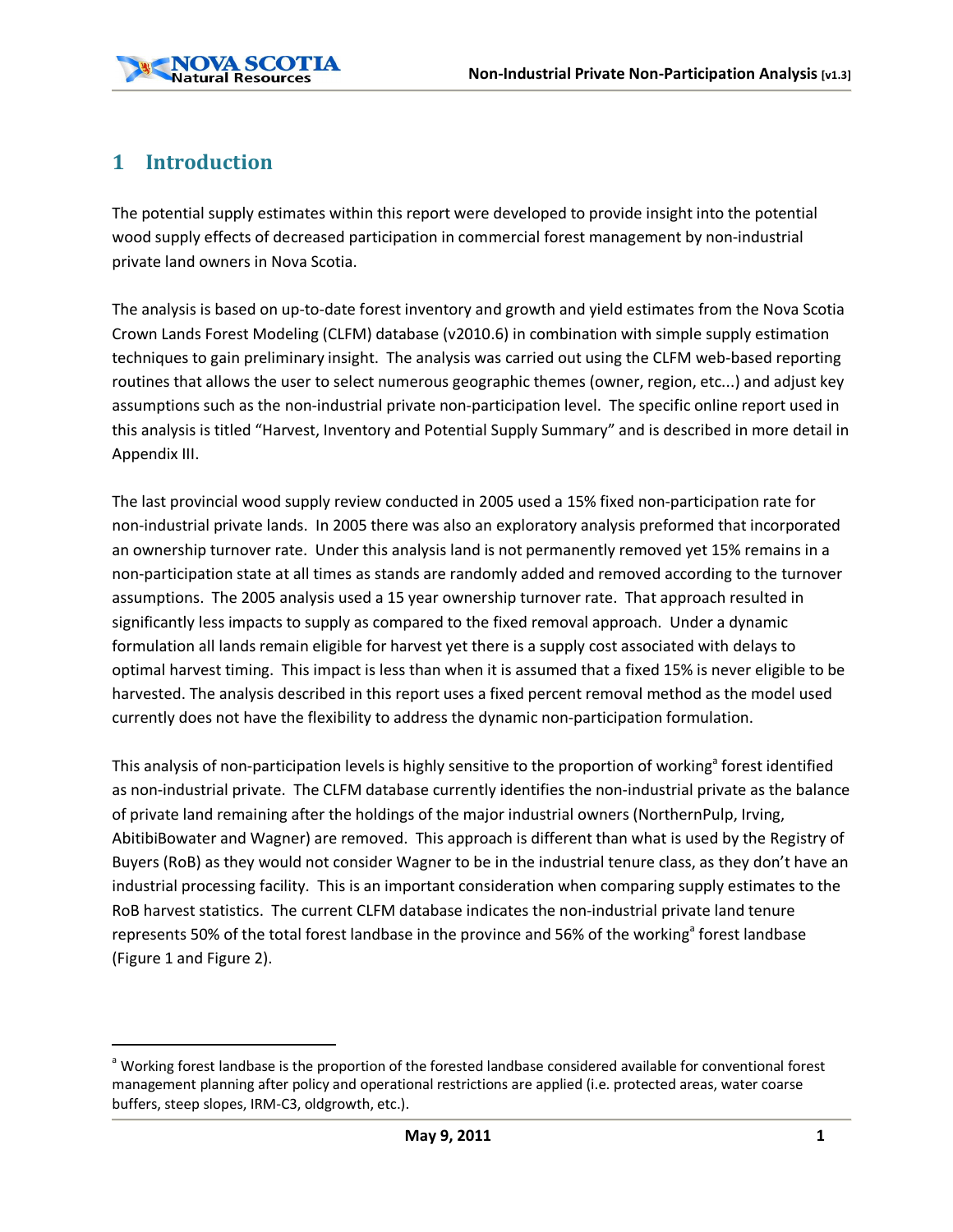# 1 Introduction

The potential supply estimates within this report were developed to provide insight into the potential wood supply effects of decreased participation in commercial forest management by non-industrial private land owners in Nova Scotia.

The analysis is based on up-to-date forest inventory and growth and yield estimates from the Nova Scotia Crown Lands Forest Modeling (CLFM) database (v2010.6) in combination with simple supply estimation techniques to gain preliminary insight. The analysis was carried out using the CLFM web-based reporting routines that allows the user to select numerous geographic themes (owner, region, etc...) and adjust key assumptions such as the non-industrial private non-participation level. The specific online report used in this analysis is titled "Harvest, Inventory and Potential Supply Summary" and is described in more detail in Appendix III.

The last provincial wood supply review conducted in 2005 used a 15% fixed non-participation rate for non-industrial private lands. In 2005 there was also an exploratory analysis preformed that incorporated an ownership turnover rate. Under this analysis land is not permanently removed yet 15% remains in a non-participation state at all times as stands are randomly added and removed according to the turnover assumptions. The 2005 analysis used a 15 year ownership turnover rate. That approach resulted in significantly less impacts to supply as compared to the fixed removal approach. Under a dynamic formulation all lands remain eligible for harvest yet there is a supply cost associated with delays to optimal harvest timing. This impact is less than when it is assumed that a fixed 15% is never eligible to be harvested. The analysis described in this report uses a fixed percent removal method as the model used currently does not have the flexibility to address the dynamic non-participation formulation.

This analysis of non-participation levels is highly sensitive to the proportion of working[a] forest identified as non-industrial private. The CLFM database currently identifies the non-industrial private as the balance of private land remaining after the holdings of the major industrial owners (NorthernPulp, Irving, AbitibiBowater and Wagner) are removed. This approach is different than what is used by the Registry of Buyers (RoB) as they would not consider Wagner to be in the industrial tenure class, as they don't have an industrial processing facility. This is an important consideration when comparing supply estimates to the RoB harvest statistics. The current CLFM database indicates the non-industrial private land tenure represents 50% of the total forest landbase in the province and 56% of the working[a] forest landbase (Figure 1 and Figure 2).

[a] Working forest landbase is the proportion of the forested landbase considered available for conventional forest management planning after policy and operational restrictions are applied (i.e. protected areas, water coarse buffers, steep slopes, IRM-C3, oldgrowth, etc.).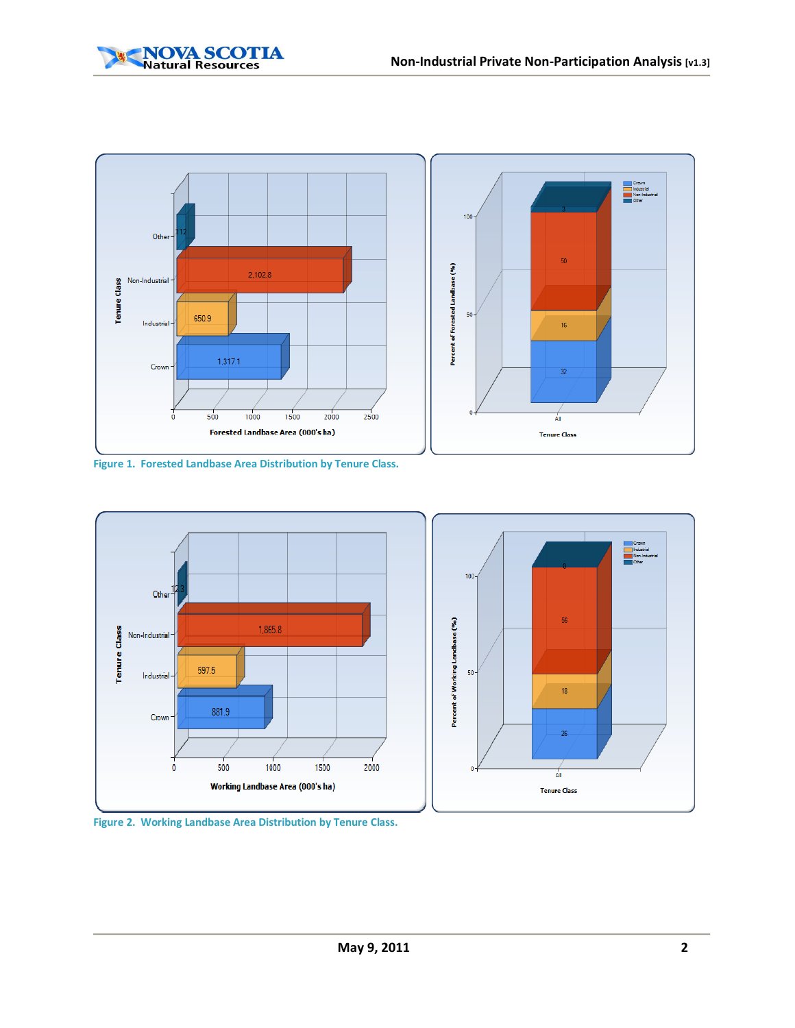Figure 1. Forested Landbase Area Distribution by Tenure Class.

Figure 2. Working Landbase Area Distribution by Tenure Class.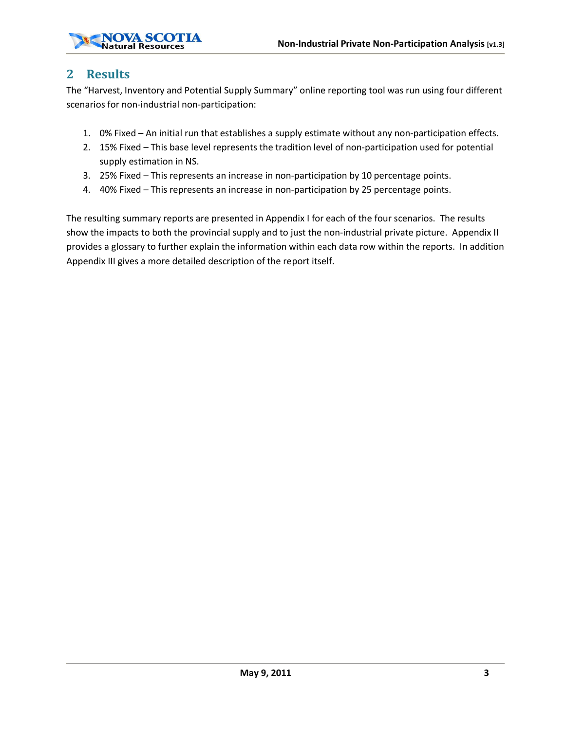## 2 Results

The "Harvest, Inventory and Potential Supply Summary" online reporting tool was run using four different scenarios for non-industrial non-participation:

1. 0% Fixed – An initial run that establishes a supply estimate without any non-participation effects.
2. 15% Fixed – This base level represents the tradition level of non-participation used for potential supply estimation in NS.
3. 25% Fixed – This represents an increase in non-participation by 10 percentage points.
4. 40% Fixed – This represents an increase in non-participation by 25 percentage points.

The resulting summary reports are presented in Appendix I for each of the four scenarios. The results show the impacts to both the provincial supply and to just the non-industrial private picture. Appendix II provides a glossary to further explain the information within each data row within the reports. In addition Appendix III gives a more detailed description of the report itself.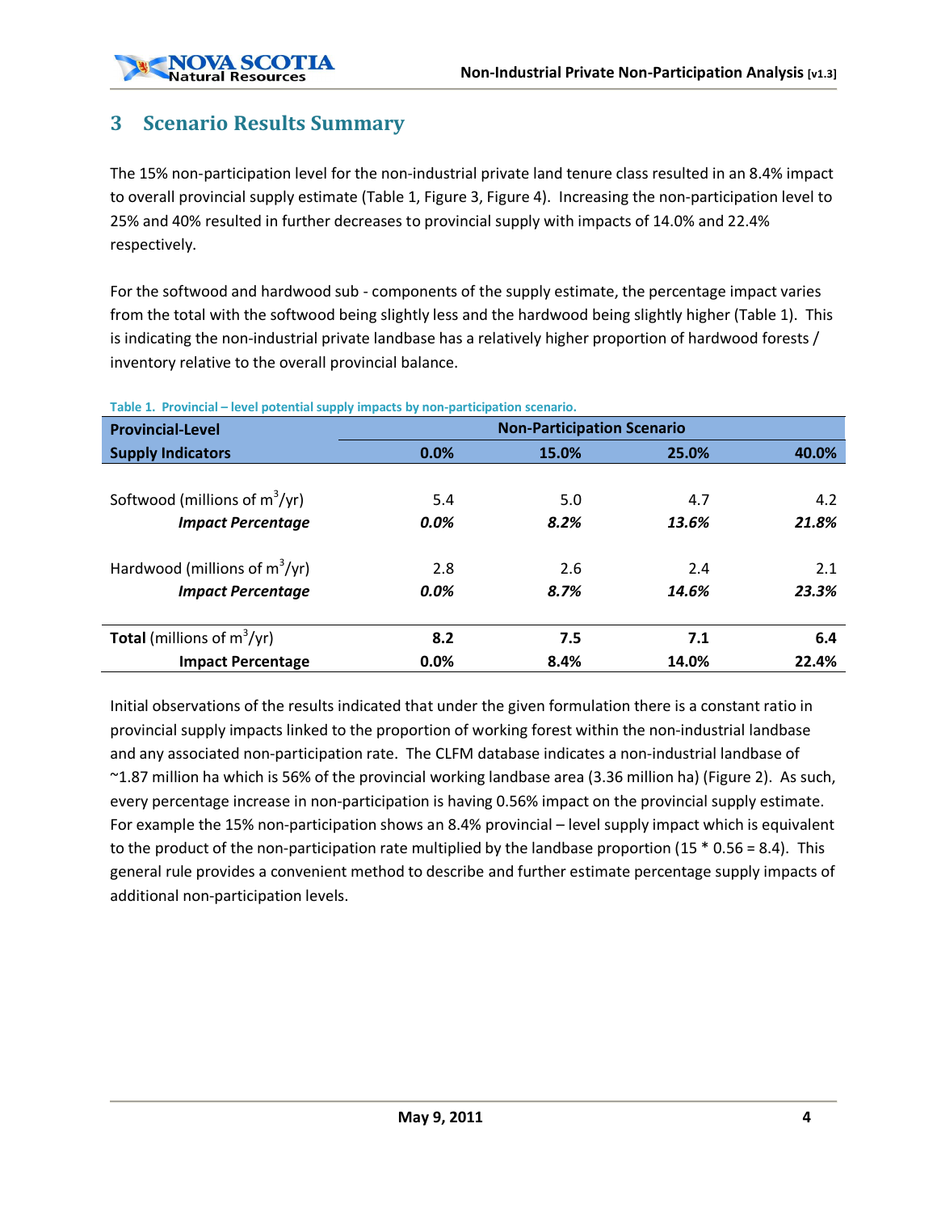# 3 Scenario Results Summary

The 15% non-participation level for the non-industrial private land tenure class resulted in an 8.4% impact to overall provincial supply estimate (Table 1, Figure 3, Figure 4). Increasing the non-participation level to 25% and 40% resulted in further decreases to provincial supply with impacts of 14.0% and 22.4% respectively.

For the softwood and hardwood sub - components of the supply estimate, the percentage impact varies from the total with the softwood being slightly less and the hardwood being slightly higher (Table 1). This is indicating the non-industrial private landbase has a relatively higher proportion of hardwood forests / inventory relative to the overall provincial balance.

Table 1. Provincial – level potential supply impacts by non-participation scenario.

| **Provincial-Level** | **Non-Participation Scenario** | | | |
|---|---|---|---|---|
| **Supply Indicators** | **0.0%** | **15.0%** | **25.0%** | **40.0%** |
| Softwood (millions of $m^3$/yr) | 5.4 | 5.0 | 4.7 | 4.2 |
| ***Impact Percentage*** | ***0.0%*** | ***8.2%*** | ***13.6%*** | ***21.8%*** |
| Hardwood (millions of $m^3$/yr) | 2.8 | 2.6 | 2.4 | 2.1 |
| ***Impact Percentage*** | ***0.0%*** | ***8.7%*** | ***14.6%*** | ***23.3%*** |
| **Total** (millions of $m^3$/yr) | **8.2** | **7.5** | **7.1** | **6.4** |
| **Impact Percentage** | **0.0%** | **8.4%** | **14.0%** | **22.4%** |

Initial observations of the results indicated that under the given formulation there is a constant ratio in provincial supply impacts linked to the proportion of working forest within the non-industrial landbase and any associated non-participation rate. The CLFM database indicates a non-industrial landbase of ~1.87 million ha which is 56% of the provincial working landbase area (3.36 million ha) (Figure 2). As such, every percentage increase in non-participation is having 0.56% impact on the provincial supply estimate. For example the 15% non-participation shows an 8.4% provincial – level supply impact which is equivalent to the product of the non-participation rate multiplied by the landbase proportion (15 * 0.56 = 8.4). This general rule provides a convenient method to describe and further estimate percentage supply impacts of additional non-participation levels.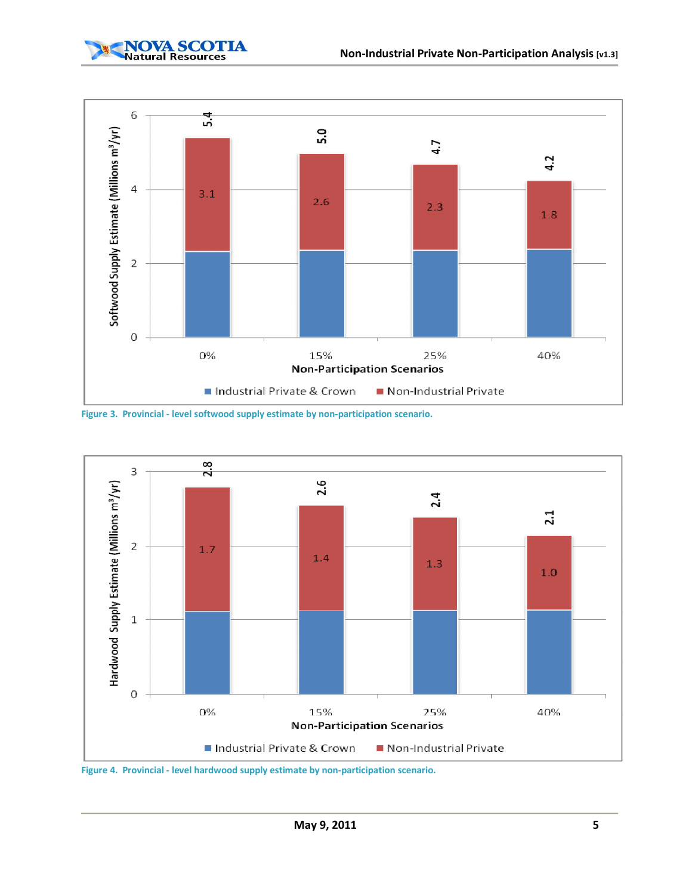Figure 3. Provincial - level softwood supply estimate by non-participation scenario.

Figure 4. Provincial - level hardwood supply estimate by non-participation scenario.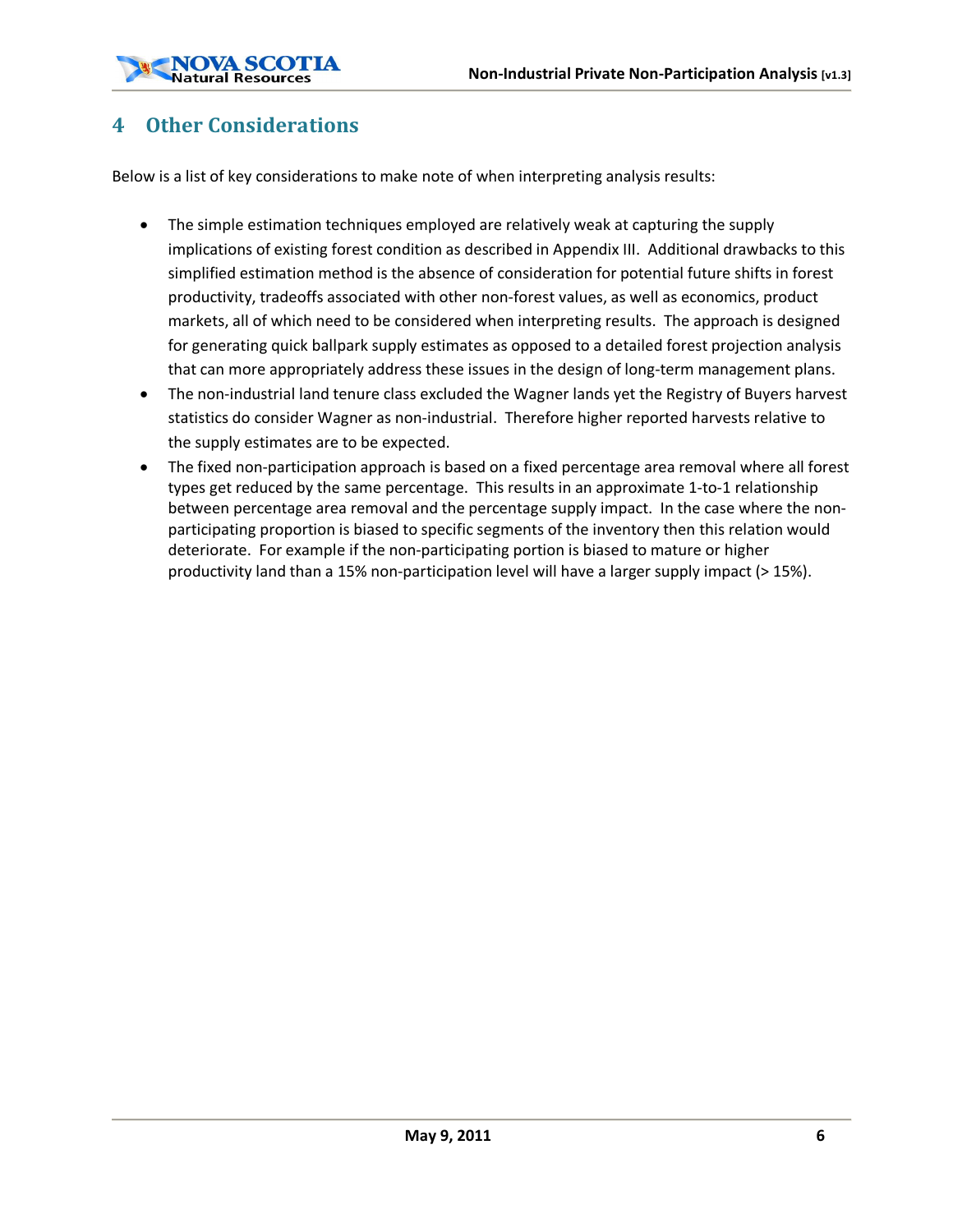# 4 Other Considerations

Below is a list of key considerations to make note of when interpreting analysis results:

- The simple estimation techniques employed are relatively weak at capturing the supply implications of existing forest condition as described in Appendix III. Additional drawbacks to this simplified estimation method is the absence of consideration for potential future shifts in forest productivity, tradeoffs associated with other non-forest values, as well as economics, product markets, all of which need to be considered when interpreting results. The approach is designed for generating quick ballpark supply estimates as opposed to a detailed forest projection analysis that can more appropriately address these issues in the design of long-term management plans.
- The non-industrial land tenure class excluded the Wagner lands yet the Registry of Buyers harvest statistics do consider Wagner as non-industrial. Therefore higher reported harvests relative to the supply estimates are to be expected.
- The fixed non-participation approach is based on a fixed percentage area removal where all forest types get reduced by the same percentage. This results in an approximate 1-to-1 relationship between percentage area removal and the percentage supply impact. In the case where the non-participating proportion is biased to specific segments of the inventory then this relation would deteriorate. For example if the non-participating portion is biased to mature or higher productivity land than a 15% non-participation level will have a larger supply impact (> 15%).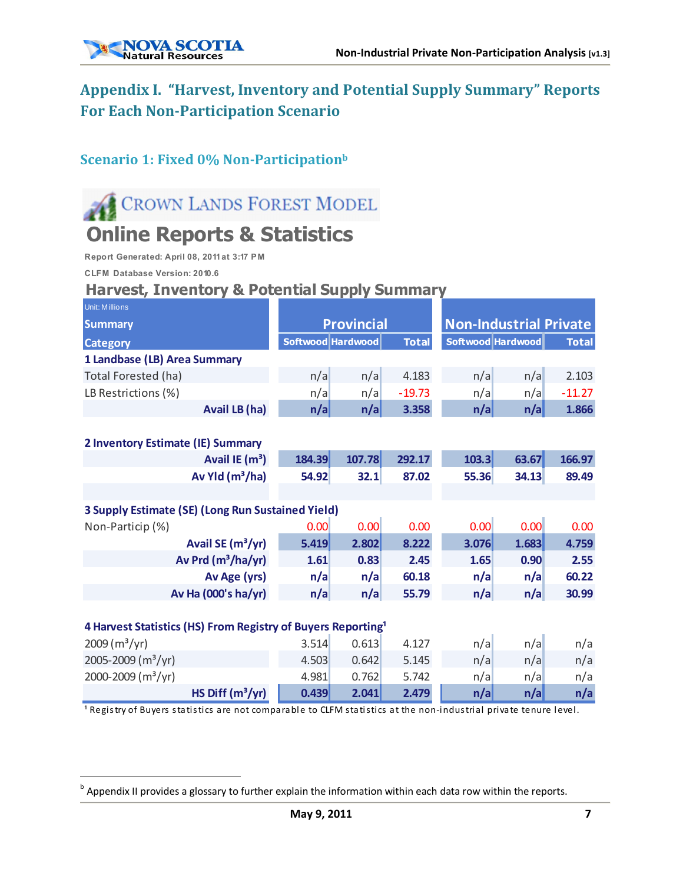## Appendix I. "Harvest, Inventory and Potential Supply Summary" Reports For Each Non-Participation Scenario

### Scenario 1: Fixed 0% Non-Participation[b]

CROWN LANDS FOREST MODEL

# Online Reports & Statistics

Report Generated: April 08, 2011 at 3:17 PM

CLFM Database Version: 2010.6

## Harvest, Inventory & Potential Supply Summary

| Unit: Millions<br>Summary Category | Provincial | | | Non-Industrial Private | | |
|---|---|---|---|---|---|---|
| | Softwood | Hardwood | Total | Softwood | Hardwood | Total |
| **1 Landbase (LB) Area Summary** | | | | | | |
| Total Forested (ha) | n/a | n/a | 4.183 | n/a | n/a | 2.103 |
| LB Restrictions (%) | n/a | n/a | -19.73 | n/a | n/a | -11.27 |
| **Avail LB (ha)** | **n/a** | **n/a** | **3.358** | **n/a** | **n/a** | **1.866** |
| **2 Inventory Estimate (IE) Summary** | | | | | | |
| **Avail IE ($m^3$)** | **184.39** | **107.78** | **292.17** | **103.3** | **63.67** | **166.97** |
| **Av Yld ($m^3$/ha)** | **54.92** | **32.1** | **87.02** | **55.36** | **34.13** | **89.49** |
| **3 Supply Estimate (SE) (Long Run Sustained Yield)** | | | | | | |
| Non-Particip (%) | 0.00 | 0.00 | 0.00 | 0.00 | 0.00 | 0.00 |
| **Avail SE ($m^3$/yr)** | **5.419** | **2.802** | **8.222** | **3.076** | **1.683** | **4.759** |
| **Av Prd ($m^3$/ha/yr)** | **1.61** | **0.83** | **2.45** | **1.65** | **0.90** | **2.55** |
| **Av Age (yrs)** | **n/a** | **n/a** | **60.18** | **n/a** | **n/a** | **60.22** |
| **Av Ha (000's ha/yr)** | **n/a** | **n/a** | **55.79** | **n/a** | **n/a** | **30.99** |
| **4 Harvest Statistics (HS) From Registry of Buyers Reporting[1]** | | | | | | |
| 2009 ($m^3$/yr) | 3.514 | 0.613 | 4.127 | n/a | n/a | n/a |
| 2005-2009 ($m^3$/yr) | 4.503 | 0.642 | 5.145 | n/a | n/a | n/a |
| 2000-2009 ($m^3$/yr) | 4.981 | 0.762 | 5.742 | n/a | n/a | n/a |
| **HS Diff ($m^3$/yr)** | **0.439** | **2.041** | **2.479** | **n/a** | **n/a** | **n/a** |

[1] Registry of Buyers statistics are not comparable to CLFM statistics at the non-industrial private tenure level.

[b] Appendix II provides a glossary to further explain the information within each data row within the reports.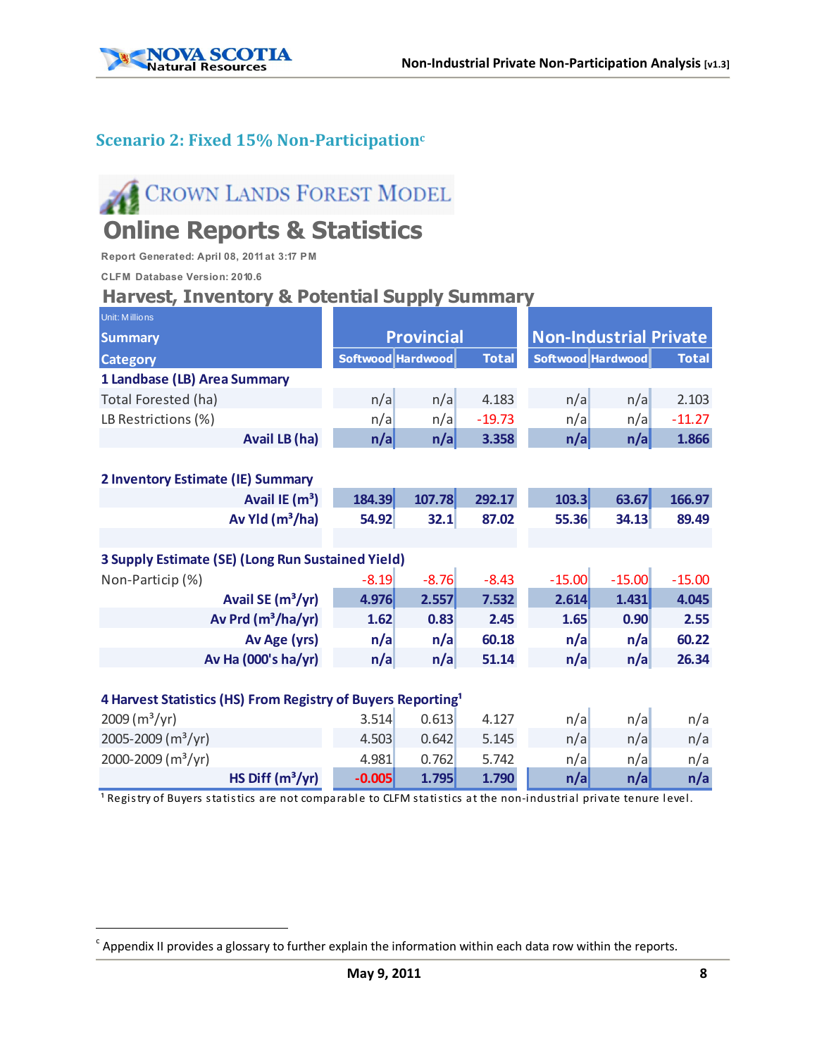## Scenario 2: Fixed 15% Non-Participation[c]

**CROWN LANDS FOREST MODEL**

# Online Reports & Statistics

Report Generated: April 08, 2011 at 3:17 PM

CLFM Database Version: 2010.6

### Harvest, Inventory & Potential Supply Summary

| Unit: Millions<br>Summary Category | Provincial | | | Non-Industrial Private | | |
|---|---|---|---|---|---|---|
| | Softwood | Hardwood | Total | Softwood | Hardwood | Total |
| **1 Landbase (LB) Area Summary** | | | | | | |
| Total Forested (ha) | n/a | n/a | 4.183 | n/a | n/a | 2.103 |
| LB Restrictions (%) | n/a | n/a | -19.73 | n/a | n/a | -11.27 |
| **Avail LB (ha)** | **n/a** | **n/a** | **3.358** | **n/a** | **n/a** | **1.866** |
| **2 Inventory Estimate (IE) Summary** | | | | | | |
| **Avail IE ($m^3$)** | **184.39** | **107.78** | **292.17** | **103.3** | **63.67** | **166.97** |
| **Av Yld ($m^3$/ha)** | **54.92** | **32.1** | **87.02** | **55.36** | **34.13** | **89.49** |
| **3 Supply Estimate (SE) (Long Run Sustained Yield)** | | | | | | |
| Non-Particip (%) | -8.19 | -8.76 | -8.43 | -15.00 | -15.00 | -15.00 |
| **Avail SE ($m^3$/yr)** | **4.976** | **2.557** | **7.532** | **2.614** | **1.431** | **4.045** |
| **Av Prd ($m^3$/ha/yr)** | **1.62** | **0.83** | **2.45** | **1.65** | **0.90** | **2.55** |
| **Av Age (yrs)** | **n/a** | **n/a** | **60.18** | **n/a** | **n/a** | **60.22** |
| **Av Ha (000's ha/yr)** | **n/a** | **n/a** | **51.14** | **n/a** | **n/a** | **26.34** |
| **4 Harvest Statistics (HS) From Registry of Buyers Reporting[1]** | | | | | | |
| 2009 ($m^3$/yr) | 3.514 | 0.613 | 4.127 | n/a | n/a | n/a |
| 2005-2009 ($m^3$/yr) | 4.503 | 0.642 | 5.145 | n/a | n/a | n/a |
| 2000-2009 ($m^3$/yr) | 4.981 | 0.762 | 5.742 | n/a | n/a | n/a |
| **HS Diff ($m^3$/yr)** | **-0.005** | **1.795** | **1.790** | **n/a** | **n/a** | **n/a** |

[1] Registry of Buyers statistics are not comparable to CLFM statistics at the non-industrial private tenure level.

[c] Appendix II provides a glossary to further explain the information within each data row within the reports.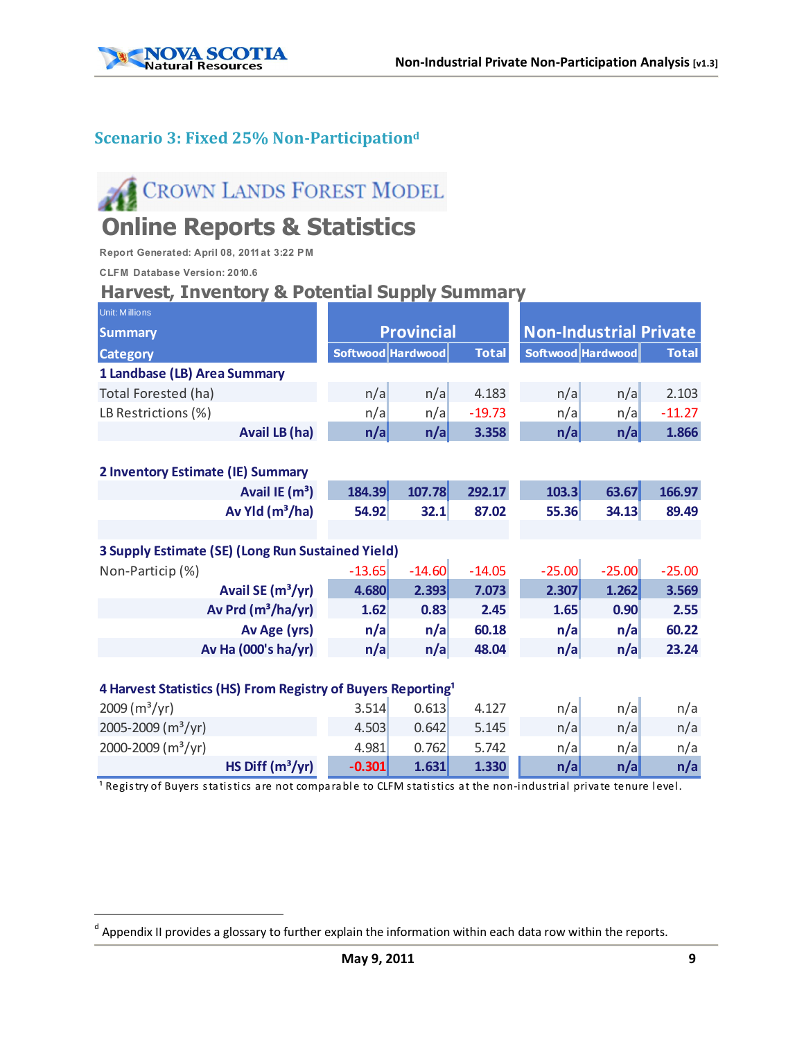## Scenario 3: Fixed 25% Non-Participation[d]

CROWN LANDS FOREST MODEL

# Online Reports & Statistics

Report Generated: April 08, 2011 at 3:22 PM

CLFM Database Version: 2010.6

### Harvest, Inventory & Potential Supply Summary

| Unit: Millions<br>Summary Category | Provincial | | | Non-Industrial Private | | |
|---|---|---|---|---|---|---|
| | Softwood | Hardwood | Total | Softwood | Hardwood | Total |
| **1 Landbase (LB) Area Summary** | | | | | | |
| Total Forested (ha) | n/a | n/a | 4.183 | n/a | n/a | 2.103 |
| LB Restrictions (%) | n/a | n/a | -19.73 | n/a | n/a | -11.27 |
| **Avail LB (ha)** | **n/a** | **n/a** | **3.358** | **n/a** | **n/a** | **1.866** |
| **2 Inventory Estimate (IE) Summary** | | | | | | |
| **Avail IE ($m^3$)** | **184.39** | **107.78** | **292.17** | **103.3** | **63.67** | **166.97** |
| **Av Yld ($m^3$/ha)** | **54.92** | **32.1** | **87.02** | **55.36** | **34.13** | **89.49** |
| **3 Supply Estimate (SE) (Long Run Sustained Yield)** | | | | | | |
| Non-Particip (%) | -13.65 | -14.60 | -14.05 | -25.00 | -25.00 | -25.00 |
| **Avail SE ($m^3$/yr)** | **4.680** | **2.393** | **7.073** | **2.307** | **1.262** | **3.569** |
| **Av Prd ($m^3$/ha/yr)** | **1.62** | **0.83** | **2.45** | **1.65** | **0.90** | **2.55** |
| **Av Age (yrs)** | **n/a** | **n/a** | **60.18** | **n/a** | **n/a** | **60.22** |
| **Av Ha (000's ha/yr)** | **n/a** | **n/a** | **48.04** | **n/a** | **n/a** | **23.24** |
| **4 Harvest Statistics (HS) From Registry of Buyers Reporting[1]** | | | | | | |
| 2009 ($m^3$/yr) | 3.514 | 0.613 | 4.127 | n/a | n/a | n/a |
| 2005-2009 ($m^3$/yr) | 4.503 | 0.642 | 5.145 | n/a | n/a | n/a |
| 2000-2009 ($m^3$/yr) | 4.981 | 0.762 | 5.742 | n/a | n/a | n/a |
| **HS Diff ($m^3$/yr)** | **-0.301** | **1.631** | **1.330** | **n/a** | **n/a** | **n/a** |

[1] Registry of Buyers statistics are not comparable to CLFM statistics at the non-industrial private tenure level.

[d] Appendix II provides a glossary to further explain the information within each data row within the reports.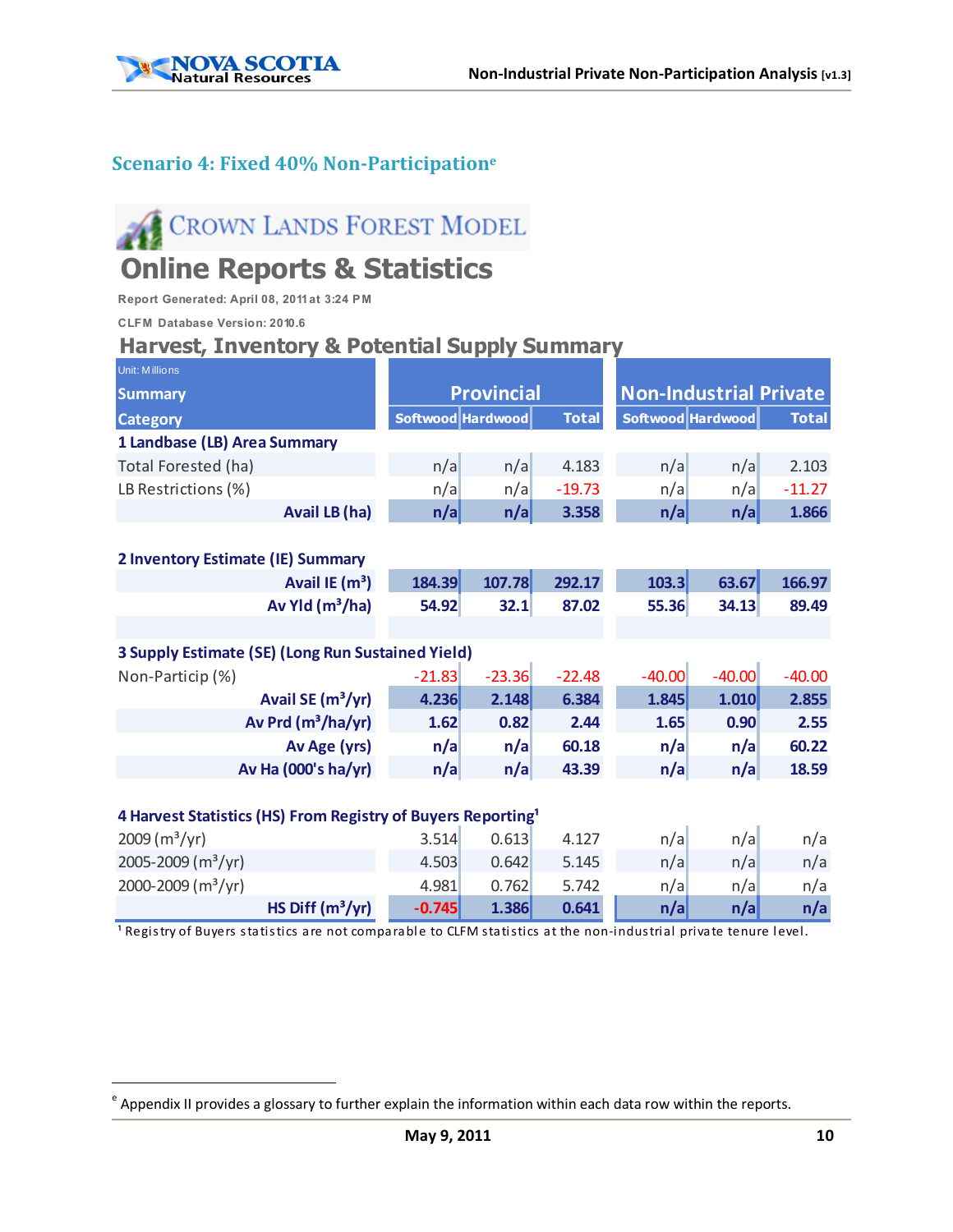## Scenario 4: Fixed 40% Non-Participation[e]

CROWN LANDS FOREST MODEL

# Online Reports & Statistics

Report Generated: April 08, 2011 at 3:24 PM

CLFM Database Version: 2010.6

## Harvest, Inventory & Potential Supply Summary

| Unit: Millions Summary Category | Provincial | | | Non-Industrial Private | | |
|---|---|---|---|---|---|---|
| | Softwood | Hardwood | Total | Softwood | Hardwood | Total |
| **1 Landbase (LB) Area Summary** | | | | | | |
| Total Forested (ha) | n/a | n/a | 4.183 | n/a | n/a | 2.103 |
| LB Restrictions (%) | n/a | n/a | -19.73 | n/a | n/a | -11.27 |
| **Avail LB (ha)** | **n/a** | **n/a** | **3.358** | **n/a** | **n/a** | **1.866** |
| **2 Inventory Estimate (IE) Summary** | | | | | | |
| **Avail IE ($m^3$)** | **184.39** | **107.78** | **292.17** | **103.3** | **63.67** | **166.97** |
| **Av Yld ($m^3$/ha)** | **54.92** | **32.1** | **87.02** | **55.36** | **34.13** | **89.49** |
| **3 Supply Estimate (SE) (Long Run Sustained Yield)** | | | | | | |
| Non-Particip (%) | -21.83 | -23.36 | -22.48 | -40.00 | -40.00 | -40.00 |
| **Avail SE ($m^3$/yr)** | **4.236** | **2.148** | **6.384** | **1.845** | **1.010** | **2.855** |
| **Av Prd ($m^3$/ha/yr)** | **1.62** | **0.82** | **2.44** | **1.65** | **0.90** | **2.55** |
| **Av Age (yrs)** | **n/a** | **n/a** | **60.18** | **n/a** | **n/a** | **60.22** |
| **Av Ha (000's ha/yr)** | **n/a** | **n/a** | **43.39** | **n/a** | **n/a** | **18.59** |
| **4 Harvest Statistics (HS) From Registry of Buyers Reporting[1]** | | | | | | |
| 2009 ($m^3$/yr) | 3.514 | 0.613 | 4.127 | n/a | n/a | n/a |
| 2005-2009 ($m^3$/yr) | 4.503 | 0.642 | 5.145 | n/a | n/a | n/a |
| 2000-2009 ($m^3$/yr) | 4.981 | 0.762 | 5.742 | n/a | n/a | n/a |
| **HS Diff ($m^3$/yr)** | **-0.745** | **1.386** | **0.641** | **n/a** | **n/a** | **n/a** |

[1] Registry of Buyers statistics are not comparable to CLFM statistics at the non-industrial private tenure level.

---

[e] Appendix II provides a glossary to further explain the information within each data row within the reports.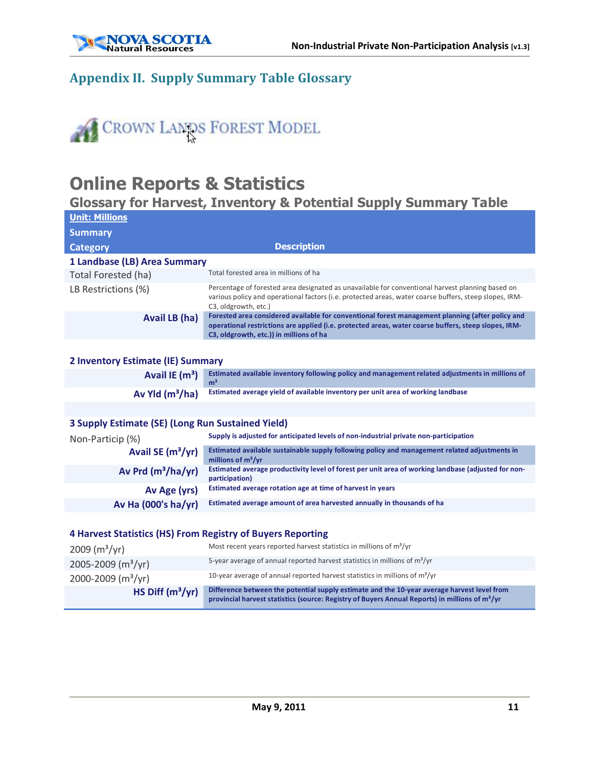## Appendix II. Supply Summary Table Glossary

CROWN LANDS FOREST MODEL

# Online Reports & Statistics

## Glossary for Harvest, Inventory & Potential Supply Summary Table

| Unit: Millions Summary Category | Description |
|---|---|
| **1 Landbase (LB) Area Summary** | |
| Total Forested (ha) | Total forested area in millions of ha |
| LB Restrictions (%) | Percentage of forested area designated as unavailable for conventional harvest planning based on various policy and operational factors (i.e. protected areas, water coarse buffers, steep slopes, IRM-C3, oldgrowth, etc.) |
| **Avail LB (ha)** | **Forested area considered available for conventional forest management planning (after policy and operational restrictions are applied (i.e. protected areas, water coarse buffers, steep slopes, IRM-C3, oldgrowth, etc.)) in millions of ha** |
| **2 Inventory Estimate (IE) Summary** | |
| **Avail IE ($m^3$)** | **Estimated available inventory following policy and management related adjustments in millions of $m^3$** |
| **Av Yld ($m^3$/ha)** | **Estimated average yield of available inventory per unit area of working landbase** |
| **3 Supply Estimate (SE) (Long Run Sustained Yield)** | |
| Non-Particip (%) | **Supply is adjusted for anticipated levels of non-industrial private non-participation** |
| **Avail SE ($m^3$/yr)** | **Estimated available sustainable supply following policy and management related adjustments in millions of $m^3$/yr** |
| **Av Prd ($m^3$/ha/yr)** | **Estimated average productivity level of forest per unit area of working landbase (adjusted for non-participation)** |
| **Av Age (yrs)** | **Estimated average rotation age at time of harvest in years** |
| **Av Ha (000's ha/yr)** | **Estimated average amount of area harvested annually in thousands of ha** |
| **4 Harvest Statistics (HS) From Registry of Buyers Reporting** | |
| 2009 ($m^3$/yr) | Most recent years reported harvest statistics in millions of $m^3$/yr |
| 2005-2009 ($m^3$/yr) | 5-year average of annual reported harvest statistics in millions of $m^3$/yr |
| 2000-2009 ($m^3$/yr) | 10-year average of annual reported harvest statistics in millions of $m^3$/yr |
| **HS Diff ($m^3$/yr)** | **Difference between the potential supply estimate and the 10-year average harvest level from provincial harvest statistics (source: Registry of Buyers Annual Reports) in millions of $m^3$/yr** |

May 9, 2011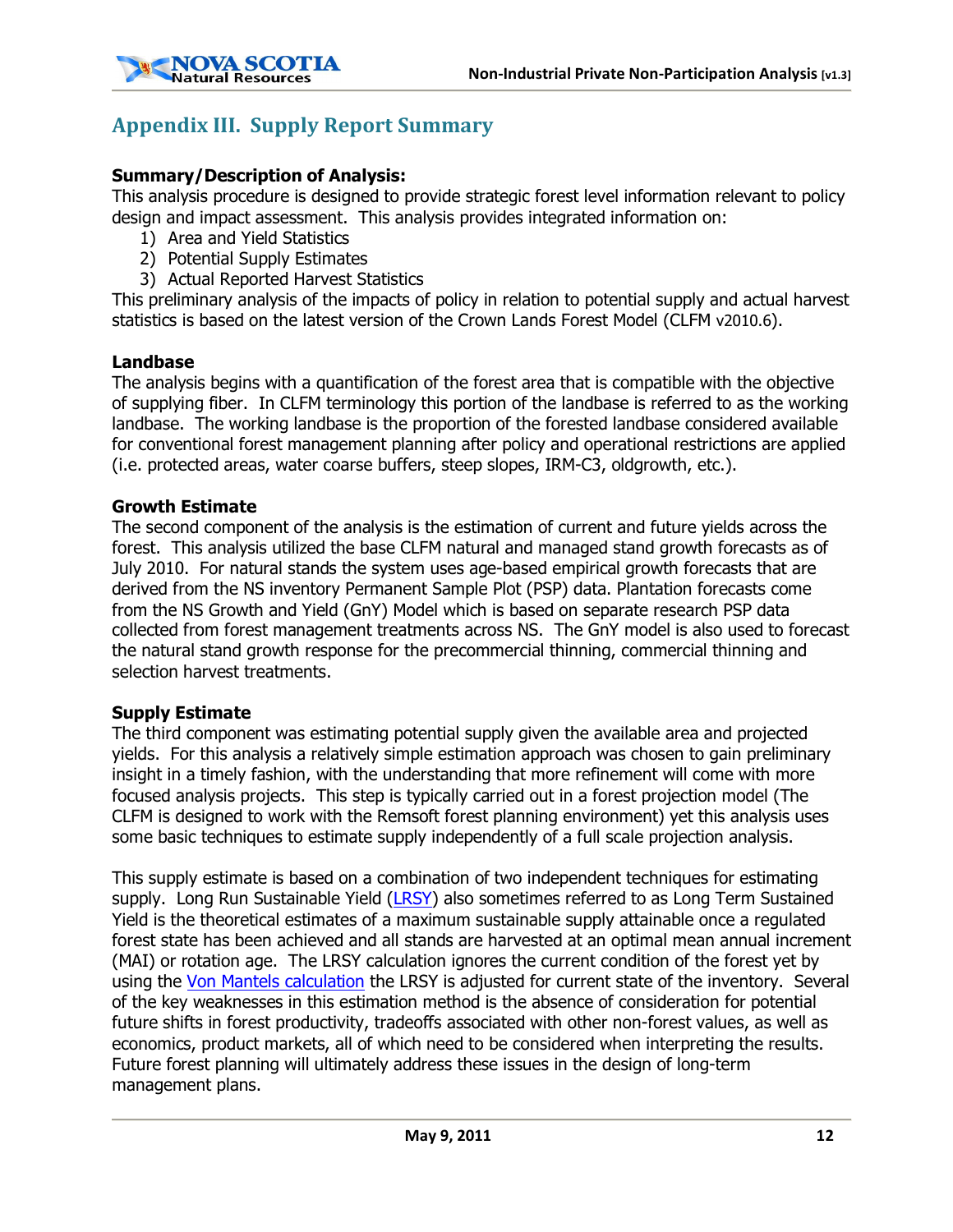## Appendix III. Supply Report Summary

**Summary/Description of Analysis:**
This analysis procedure is designed to provide strategic forest level information relevant to policy design and impact assessment. This analysis provides integrated information on:

1) Area and Yield Statistics
2) Potential Supply Estimates
3) Actual Reported Harvest Statistics

This preliminary analysis of the impacts of policy in relation to potential supply and actual harvest statistics is based on the latest version of the Crown Lands Forest Model (CLFM v2010.6).

**Landbase**
The analysis begins with a quantification of the forest area that is compatible with the objective of supplying fiber. In CLFM terminology this portion of the landbase is referred to as the working landbase. The working landbase is the proportion of the forested landbase considered available for conventional forest management planning after policy and operational restrictions are applied (i.e. protected areas, water coarse buffers, steep slopes, IRM-C3, oldgrowth, etc.).

**Growth Estimate**
The second component of the analysis is the estimation of current and future yields across the forest. This analysis utilized the base CLFM natural and managed stand growth forecasts as of July 2010. For natural stands the system uses age-based empirical growth forecasts that are derived from the NS inventory Permanent Sample Plot (PSP) data. Plantation forecasts come from the NS Growth and Yield (GnY) Model which is based on separate research PSP data collected from forest management treatments across NS. The GnY model is also used to forecast the natural stand growth response for the precommercial thinning, commercial thinning and selection harvest treatments.

**Supply Estimate**
The third component was estimating potential supply given the available area and projected yields. For this analysis a relatively simple estimation approach was chosen to gain preliminary insight in a timely fashion, with the understanding that more refinement will come with more focused analysis projects. This step is typically carried out in a forest projection model (The CLFM is designed to work with the Remsoft forest planning environment) yet this analysis uses some basic techniques to estimate supply independently of a full scale projection analysis.

This supply estimate is based on a combination of two independent techniques for estimating supply. Long Run Sustainable Yield (LRSY) also sometimes referred to as Long Term Sustained Yield is the theoretical estimates of a maximum sustainable supply attainable once a regulated forest state has been achieved and all stands are harvested at an optimal mean annual increment (MAI) or rotation age. The LRSY calculation ignores the current condition of the forest yet by using the Von Mantels calculation the LRSY is adjusted for current state of the inventory. Several of the key weaknesses in this estimation method is the absence of consideration for potential future shifts in forest productivity, tradeoffs associated with other non-forest values, as well as economics, product markets, all of which need to be considered when interpreting the results. Future forest planning will ultimately address these issues in the design of long-term management plans.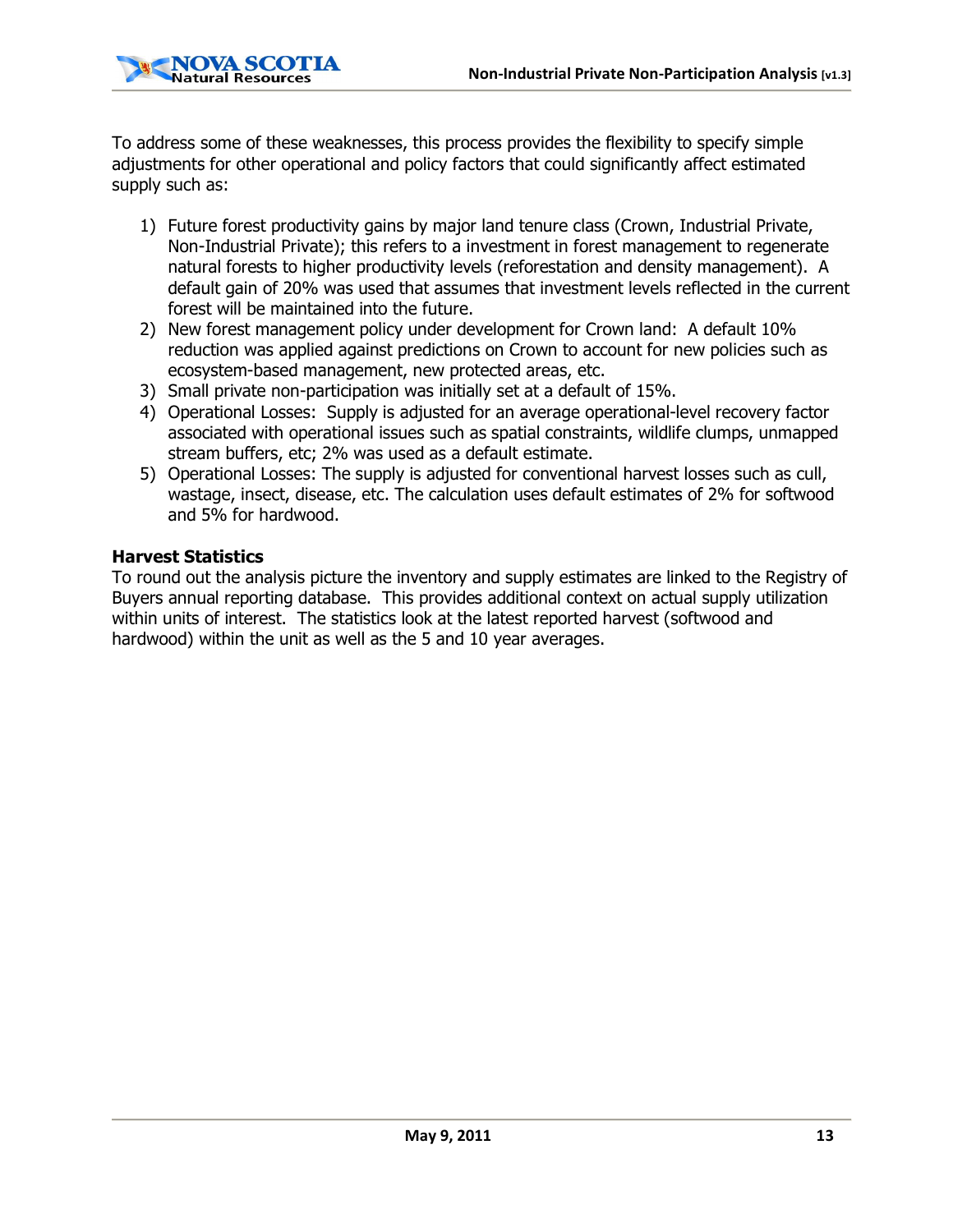To address some of these weaknesses, this process provides the flexibility to specify simple adjustments for other operational and policy factors that could significantly affect estimated supply such as:

1) Future forest productivity gains by major land tenure class (Crown, Industrial Private, Non-Industrial Private); this refers to a investment in forest management to regenerate natural forests to higher productivity levels (reforestation and density management). A default gain of 20% was used that assumes that investment levels reflected in the current forest will be maintained into the future.
2) New forest management policy under development for Crown land: A default 10% reduction was applied against predictions on Crown to account for new policies such as ecosystem-based management, new protected areas, etc.
3) Small private non-participation was initially set at a default of 15%.
4) Operational Losses: Supply is adjusted for an average operational-level recovery factor associated with operational issues such as spatial constraints, wildlife clumps, unmapped stream buffers, etc; 2% was used as a default estimate.
5) Operational Losses: The supply is adjusted for conventional harvest losses such as cull, wastage, insect, disease, etc. The calculation uses default estimates of 2% for softwood and 5% for hardwood.

**Harvest Statistics**

To round out the analysis picture the inventory and supply estimates are linked to the Registry of Buyers annual reporting database. This provides additional context on actual supply utilization within units of interest. The statistics look at the latest reported harvest (softwood and hardwood) within the unit as well as the 5 and 10 year averages.